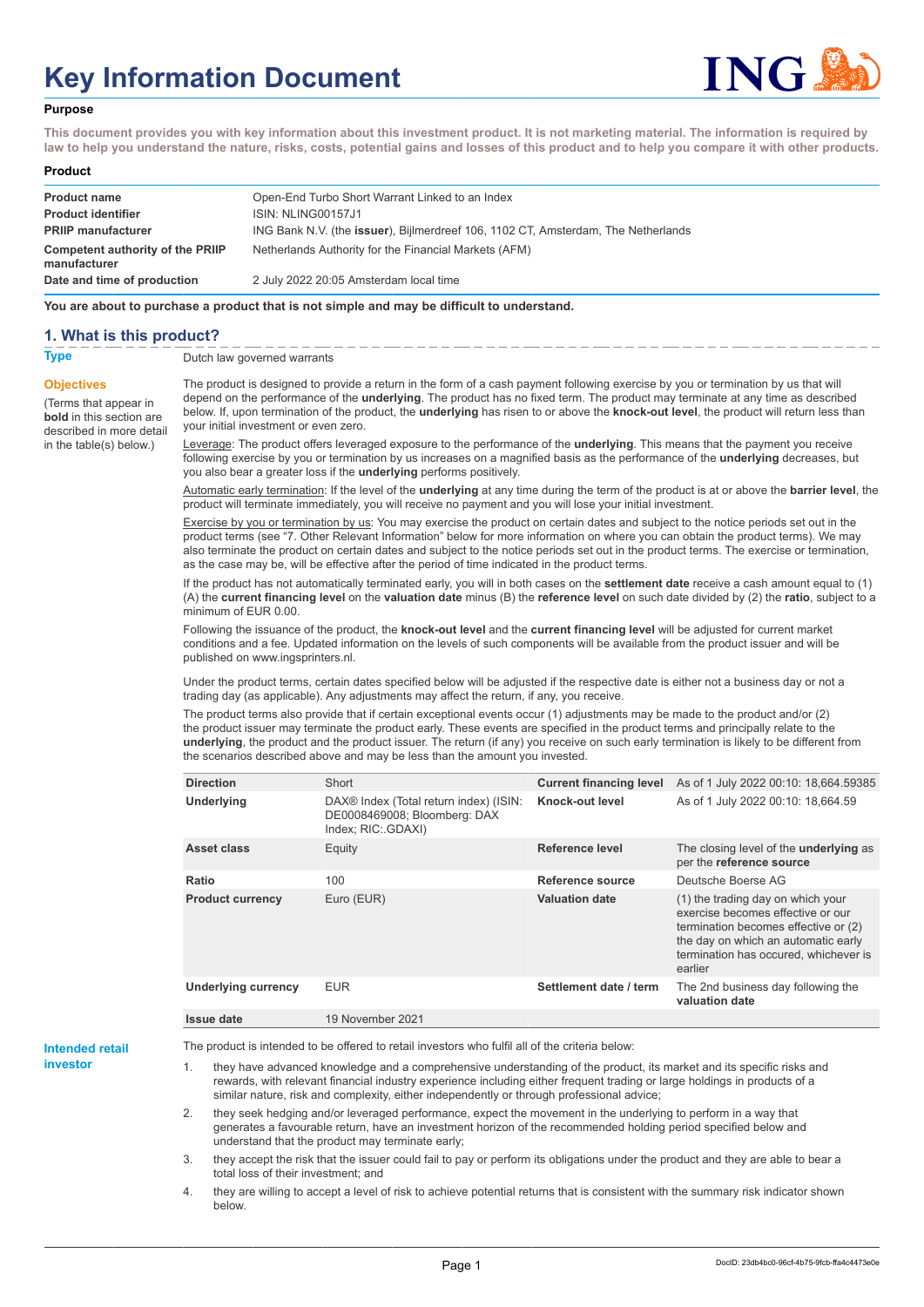# Key Information Document

**Purpose**

**This document provides you with key information about this investment product. It is not marketing material. The information is required by law to help you understand the nature, risks, costs, potential gains and losses of this product and to help you compare it with other products.**

**Product**

| | |
|---|---|
| **Product name** | Open-End Turbo Short Warrant Linked to an Index |
| **Product identifier** | ISIN: NLING00157J1 |
| **PRIIP manufacturer** | ING Bank N.V. (the **issuer**), Bijlmerdreef 106, 1102 CT, Amsterdam, The Netherlands |
| **Competent authority of the PRIIP manufacturer** | Netherlands Authority for the Financial Markets (AFM) |
| **Date and time of production** | 2 July 2022 20:05 Amsterdam local time |

**You are about to purchase a product that is not simple and may be difficult to understand.**

## 1. What is this product?

**Type**

Dutch law governed warrants

**Objectives**

(Terms that appear in **bold** in this section are described in more detail in the table(s) below.)

The product is designed to provide a return in the form of a cash payment following exercise by you or termination by us that will depend on the performance of the **underlying**. The product has no fixed term. The product may terminate at any time as described below. If, upon termination of the product, the **underlying** has risen to or above the **knock-out level**, the product will return less than your initial investment or even zero.

Leverage: The product offers leveraged exposure to the performance of the **underlying**. This means that the payment you receive following exercise by you or termination by us increases on a magnified basis as the performance of the **underlying** decreases, but you also bear a greater loss if the **underlying** performs positively.

Automatic early termination: If the level of the **underlying** at any time during the term of the product is at or above the **barrier level**, the product will terminate immediately, you will receive no payment and you will lose your initial investment.

Exercise by you or termination by us: You may exercise the product on certain dates and subject to the notice periods set out in the product terms (see "7. Other Relevant Information" below for more information on where you can obtain the product terms). We may also terminate the product on certain dates and subject to the notice periods set out in the product terms. The exercise or termination, as the case may be, will be effective after the period of time indicated in the product terms.

If the product has not automatically terminated early, you will in both cases on the **settlement date** receive a cash amount equal to (1) (A) the **current financing level** on the **valuation date** minus (B) the **reference level** on such date divided by (2) the **ratio**, subject to a minimum of EUR 0.00.

Following the issuance of the product, the **knock-out level** and the **current financing level** will be adjusted for current market conditions and a fee. Updated information on the levels of such components will be available from the product issuer and will be published on www.ingsprinters.nl.

Under the product terms, certain dates specified below will be adjusted if the respective date is either not a business day or not a trading day (as applicable). Any adjustments may affect the return, if any, you receive.

The product terms also provide that if certain exceptional events occur (1) adjustments may be made to the product and/or (2) the product issuer may terminate the product early. These events are specified in the product terms and principally relate to the **underlying**, the product and the product issuer. The return (if any) you receive on such early termination is likely to be different from the scenarios described above and may be less than the amount you invested.

| | | | |
|---|---|---|---|
| **Direction** | Short | **Current financing level** | As of 1 July 2022 00:10: 18,664.59385 |
| **Underlying** | DAX® Index (Total return index) (ISIN: DE0008469008; Bloomberg: DAX Index; RIC:.GDAXI) | **Knock-out level** | As of 1 July 2022 00:10: 18,664.59 |
| **Asset class** | Equity | **Reference level** | The closing level of the **underlying** as per the **reference source** |
| **Ratio** | 100 | **Reference source** | Deutsche Boerse AG |
| **Product currency** | Euro (EUR) | **Valuation date** | (1) the trading day on which your exercise becomes effective or our termination becomes effective or (2) the day on which an automatic early termination has occured, whichever is earlier |
| **Underlying currency** | EUR | **Settlement date / term** | The 2nd business day following the **valuation date** |
| **Issue date** | 19 November 2021 | | |

**Intended retail investor**

The product is intended to be offered to retail investors who fulfil all of the criteria below:

1. they have advanced knowledge and a comprehensive understanding of the product, its market and its specific risks and rewards, with relevant financial industry experience including either frequent trading or large holdings in products of a similar nature, risk and complexity, either independently or through professional advice;
2. they seek hedging and/or leveraged performance, expect the movement in the underlying to perform in a way that generates a favourable return, have an investment horizon of the recommended holding period specified below and understand that the product may terminate early;
3. they accept the risk that the issuer could fail to pay or perform its obligations under the product and they are able to bear a total loss of their investment; and
4. they are willing to accept a level of risk to achieve potential returns that is consistent with the summary risk indicator shown below.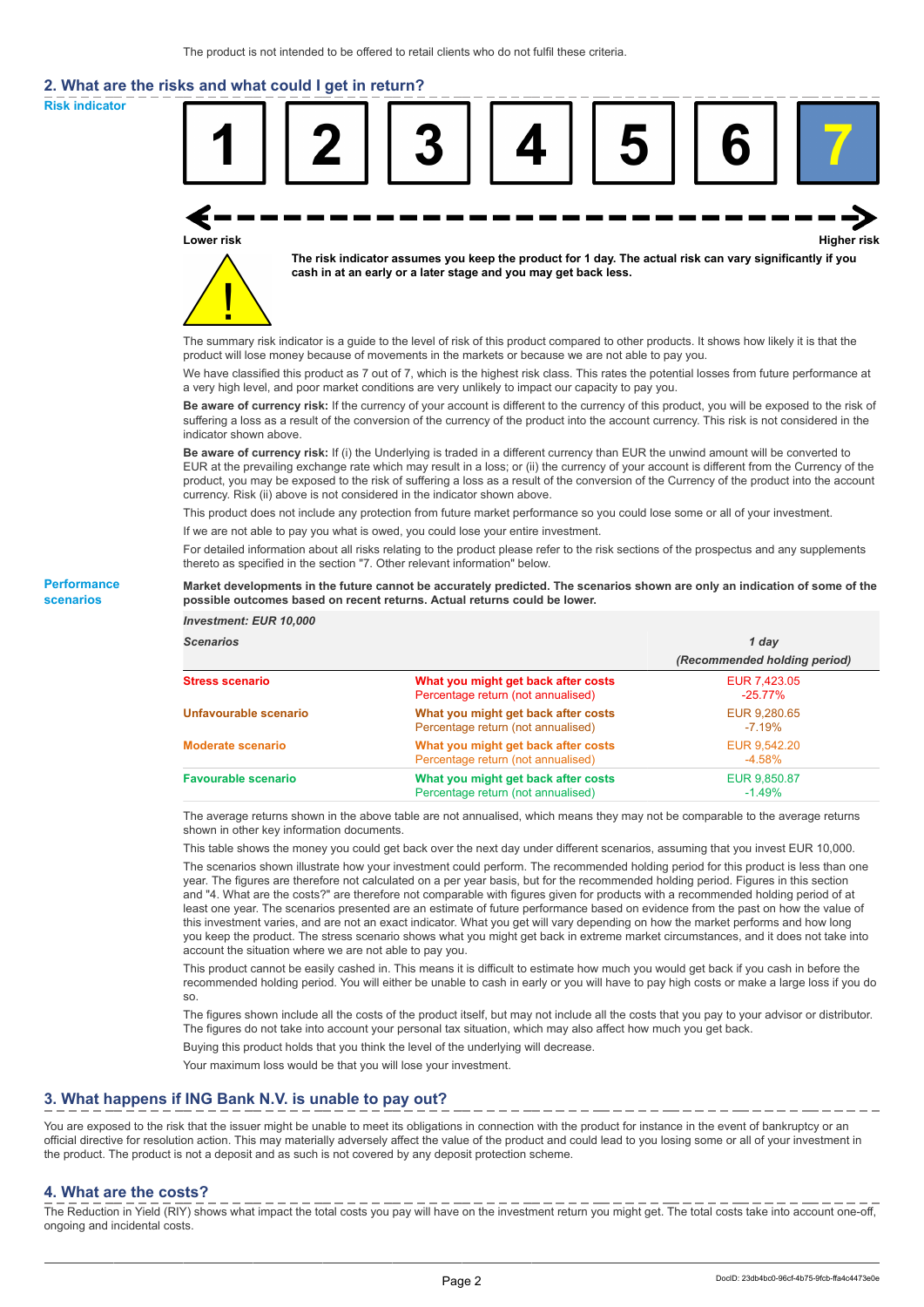The product is not intended to be offered to retail clients who do not fulfil these criteria.

## 2. What are the risks and what could I get in return?

**Risk indicator**

| 1 | 2 | 3 | 4 | 5 | 6 | **7** |
|---|---|---|---|---|---|---|

**Lower risk** ← → **Higher risk**

**The risk indicator assumes you keep the product for 1 day. The actual risk can vary significantly if you cash in at an early or a later stage and you may get back less.**

The summary risk indicator is a guide to the level of risk of this product compared to other products. It shows how likely it is that the product will lose money because of movements in the markets or because we are not able to pay you.

We have classified this product as 7 out of 7, which is the highest risk class. This rates the potential losses from future performance at a very high level, and poor market conditions are very unlikely to impact our capacity to pay you.

**Be aware of currency risk:** If the currency of your account is different to the currency of this product, you will be exposed to the risk of suffering a loss as a result of the conversion of the currency of the product into the account currency. This risk is not considered in the indicator shown above.

**Be aware of currency risk:** If (i) the Underlying is traded in a different currency than EUR the unwind amount will be converted to EUR at the prevailing exchange rate which may result in a loss; or (ii) the currency of your account is different from the Currency of the product, you may be exposed to the risk of suffering a loss as a result of the conversion of the Currency of the product into the account currency. Risk (ii) above is not considered in the indicator shown above.

This product does not include any protection from future market performance so you could lose some or all of your investment.

If we are not able to pay you what is owed, you could lose your entire investment.

For detailed information about all risks relating to the product please refer to the risk sections of the prospectus and any supplements thereto as specified in the section "7. Other relevant information" below.

**Performance scenarios**

**Market developments in the future cannot be accurately predicted. The scenarios shown are only an indication of some of the possible outcomes based on recent returns. Actual returns could be lower.**

| *Investment: EUR 10,000* | | |
|---|---|---|
| *Scenarios* | | *1 day (Recommended holding period)* |
| **Stress scenario** | **What you might get back after costs**<br>Percentage return (not annualised) | EUR 7,423.05<br>-25.77% |
| **Unfavourable scenario** | **What you might get back after costs**<br>Percentage return (not annualised) | EUR 9,280.65<br>-7.19% |
| **Moderate scenario** | **What you might get back after costs**<br>Percentage return (not annualised) | EUR 9,542.20<br>-4.58% |
| **Favourable scenario** | **What you might get back after costs**<br>Percentage return (not annualised) | EUR 9,850.87<br>-1.49% |

The average returns shown in the above table are not annualised, which means they may not be comparable to the average returns shown in other key information documents.

This table shows the money you could get back over the next day under different scenarios, assuming that you invest EUR 10,000.

The scenarios shown illustrate how your investment could perform. The recommended holding period for this product is less than one year. The figures are therefore not calculated on a per year basis, but for the recommended holding period. Figures in this section and "4. What are the costs?" are therefore not comparable with figures given for products with a recommended holding period of at least one year. The scenarios presented are an estimate of future performance based on evidence from the past on how the value of this investment varies, and are not an exact indicator. What you get will vary depending on how the market performs and how long you keep the product. The stress scenario shows what you might get back in extreme market circumstances, and it does not take into account the situation where we are not able to pay you.

This product cannot be easily cashed in. This means it is difficult to estimate how much you would get back if you cash in before the recommended holding period. You will either be unable to cash in early or you will have to pay high costs or make a large loss if you do so.

The figures shown include all the costs of the product itself, but may not include all the costs that you pay to your advisor or distributor. The figures do not take into account your personal tax situation, which may also affect how much you get back.

Buying this product holds that you think the level of the underlying will decrease.

Your maximum loss would be that you will lose your investment.

## 3. What happens if ING Bank N.V. is unable to pay out?

You are exposed to the risk that the issuer might be unable to meet its obligations in connection with the product for instance in the event of bankruptcy or an official directive for resolution action. This may materially adversely affect the value of the product and could lead to you losing some or all of your investment in the product. The product is not a deposit and as such is not covered by any deposit protection scheme.

## 4. What are the costs?

The Reduction in Yield (RIY) shows what impact the total costs you pay will have on the investment return you might get. The total costs take into account one-off, ongoing and incidental costs.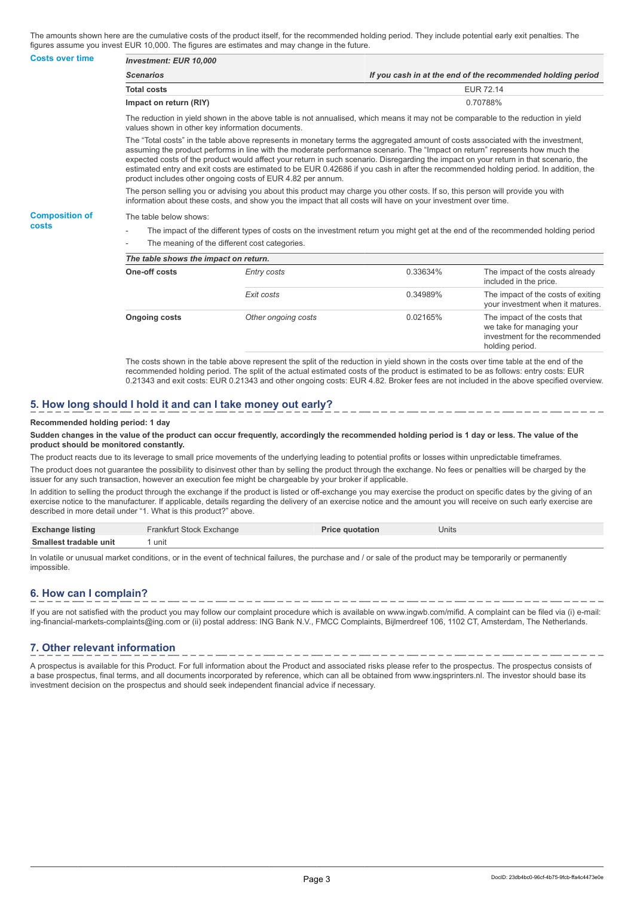The amounts shown here are the cumulative costs of the product itself, for the recommended holding period. They include potential early exit penalties. The figures assume you invest EUR 10,000. The figures are estimates and may change in the future.

**Costs over time**

| *Investment: EUR 10,000* | |
|---|---|
| ***Scenarios*** | ***If you cash in at the end of the recommended holding period*** |
| **Total costs** | EUR 72.14 |
| **Impact on return (RIY)** | 0.70788% |

The reduction in yield shown in the above table is not annualised, which means it may not be comparable to the reduction in yield values shown in other key information documents.

The "Total costs" in the table above represents in monetary terms the aggregated amount of costs associated with the investment, assuming the product performs in line with the moderate performance scenario. The "Impact on return" represents how much the expected costs of the product would affect your return in such scenario. Disregarding the impact on your return in that scenario, the estimated entry and exit costs are estimated to be EUR 0.42686 if you cash in after the recommended holding period. In addition, the product includes other ongoing costs of EUR 4.82 per annum.

The person selling you or advising you about this product may charge you other costs. If so, this person will provide you with information about these costs, and show you the impact that all costs will have on your investment over time.

**Composition of costs**

The table below shows:

- The impact of the different types of costs on the investment return you might get at the end of the recommended holding period
- The meaning of the different cost categories.

| *The table shows the impact on return.* | | | |
|---|---|---|---|
| **One-off costs** | *Entry costs* | 0.33634% | The impact of the costs already included in the price. |
| | *Exit costs* | 0.34989% | The impact of the costs of exiting your investment when it matures. |
| **Ongoing costs** | *Other ongoing costs* | 0.02165% | The impact of the costs that we take for managing your investment for the recommended holding period. |

The costs shown in the table above represent the split of the reduction in yield shown in the costs over time table at the end of the recommended holding period. The split of the actual estimated costs of the product is estimated to be as follows: entry costs: EUR 0.21343 and exit costs: EUR 0.21343 and other ongoing costs: EUR 4.82. Broker fees are not included in the above specified overview.

## 5. How long should I hold it and can I take money out early?

**Recommended holding period: 1 day**

**Sudden changes in the value of the product can occur frequently, accordingly the recommended holding period is 1 day or less. The value of the product should be monitored constantly.**

The product reacts due to its leverage to small price movements of the underlying leading to potential profits or losses within unpredictable timeframes.

The product does not guarantee the possibility to disinvest other than by selling the product through the exchange. No fees or penalties will be charged by the issuer for any such transaction, however an execution fee might be chargeable by your broker if applicable.

In addition to selling the product through the exchange if the product is listed or off-exchange you may exercise the product on specific dates by the giving of an exercise notice to the manufacturer. If applicable, details regarding the delivery of an exercise notice and the amount you will receive on such early exercise are described in more detail under "1. What is this product?" above.

| | | | |
|---|---|---|---|
| **Exchange listing** | Frankfurt Stock Exchange | **Price quotation** | Units |
| **Smallest tradable unit** | 1 unit | | |

In volatile or unusual market conditions, or in the event of technical failures, the purchase and / or sale of the product may be temporarily or permanently impossible.

## 6. How can I complain?

If you are not satisfied with the product you may follow our complaint procedure which is available on www.ingwb.com/mifid. A complaint can be filed via (i) e-mail: ing-financial-markets-complaints@ing.com or (ii) postal address: ING Bank N.V., FMCC Complaints, Bijlmerdreef 106, 1102 CT, Amsterdam, The Netherlands.

## 7. Other relevant information

A prospectus is available for this Product. For full information about the Product and associated risks please refer to the prospectus. The prospectus consists of a base prospectus, final terms, and all documents incorporated by reference, which can all be obtained from www.ingsprinters.nl. The investor should base its investment decision on the prospectus and should seek independent financial advice if necessary.